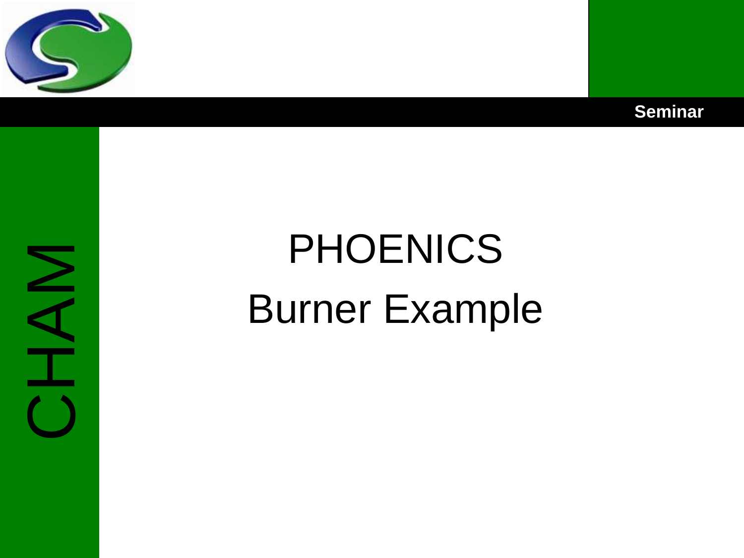Seminar

CHAM

# PHOENICS

# Burner Example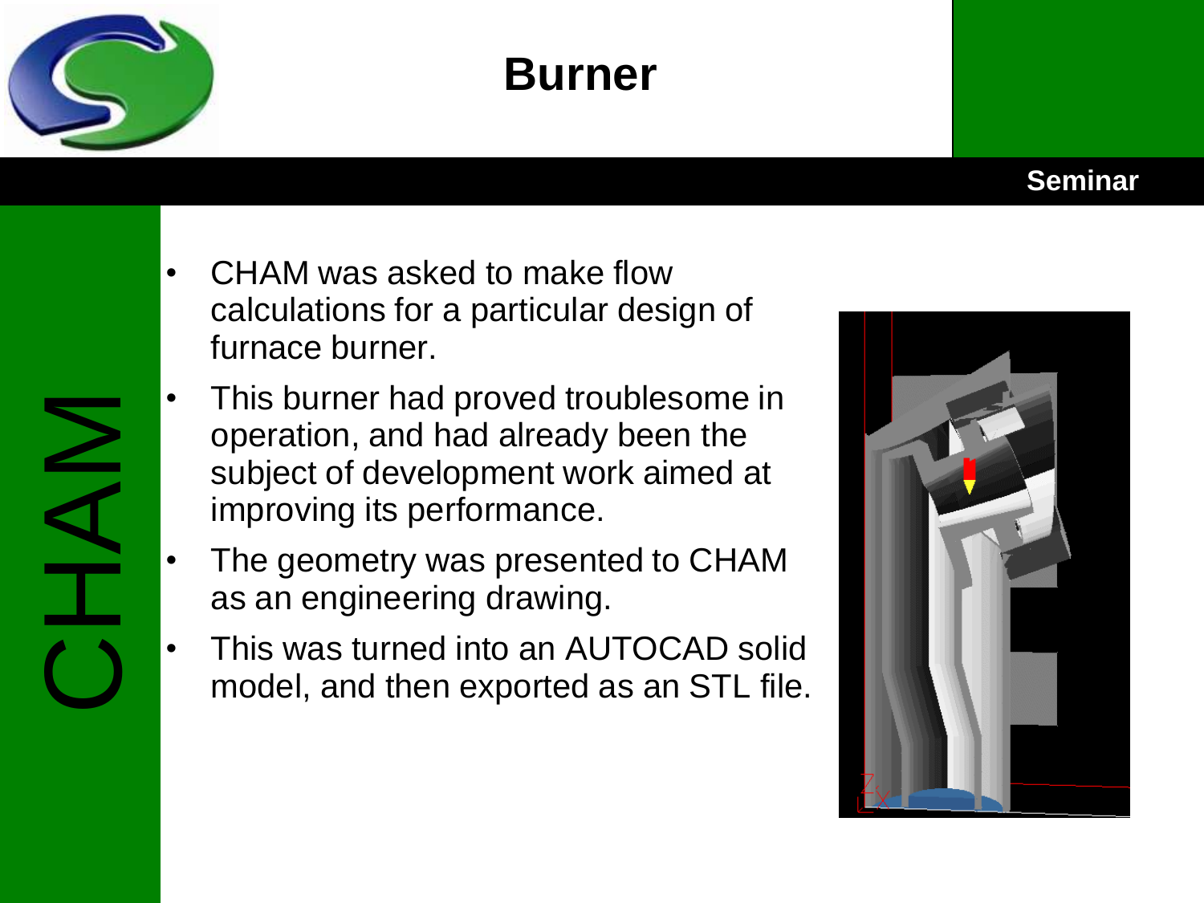# Burner

- CHAM was asked to make flow calculations for a particular design of furnace burner.
- This burner had proved troublesome in operation, and had already been the subject of development work aimed at improving its performance.
- The geometry was presented to CHAM as an engineering drawing.
- This was turned into an AUTOCAD solid model, and then exported as an STL file.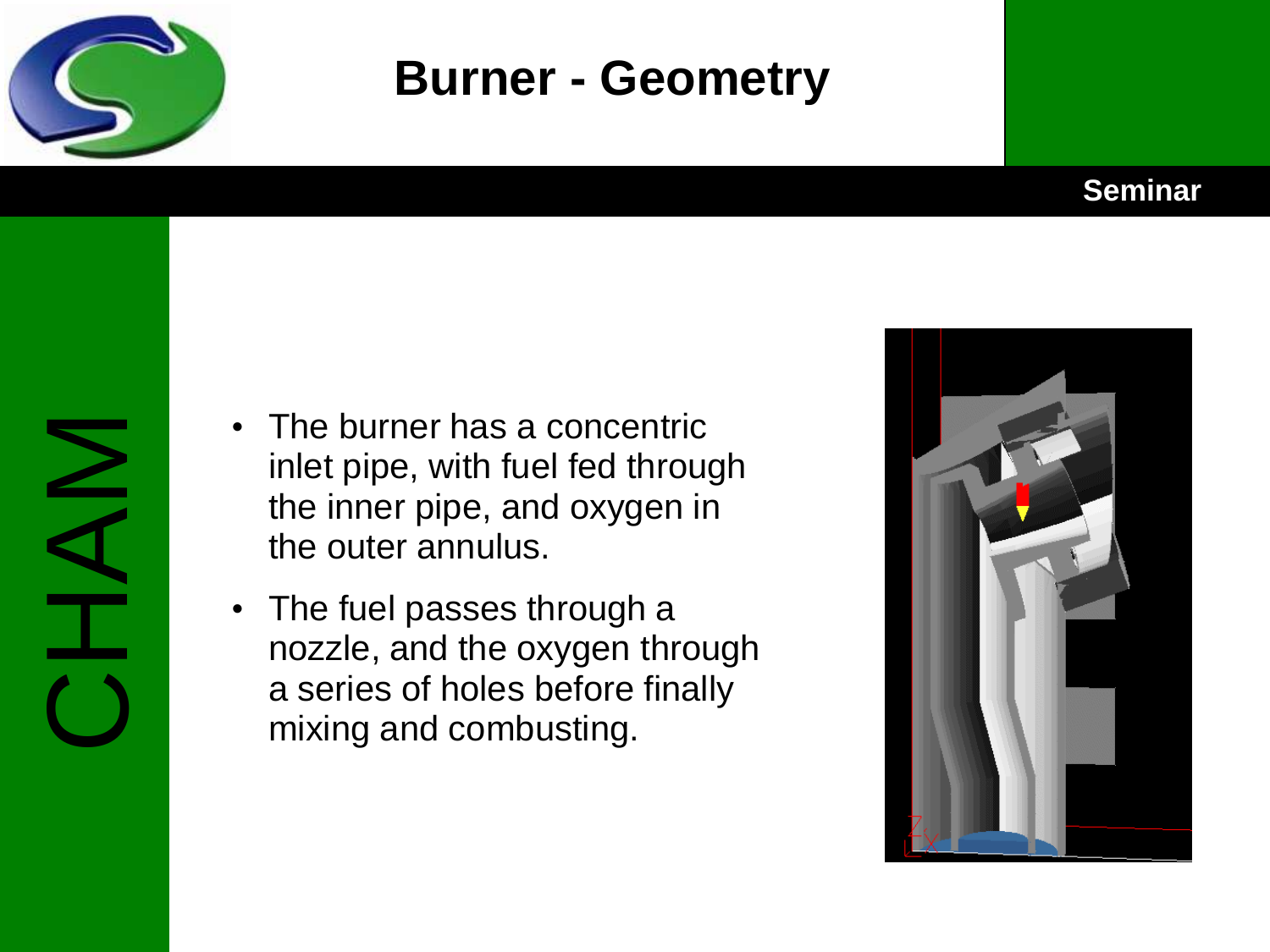# Burner - Geometry

- The burner has a concentric inlet pipe, with fuel fed through the inner pipe, and oxygen in the outer annulus.
- The fuel passes through a nozzle, and the oxygen through a series of holes before finally mixing and combusting.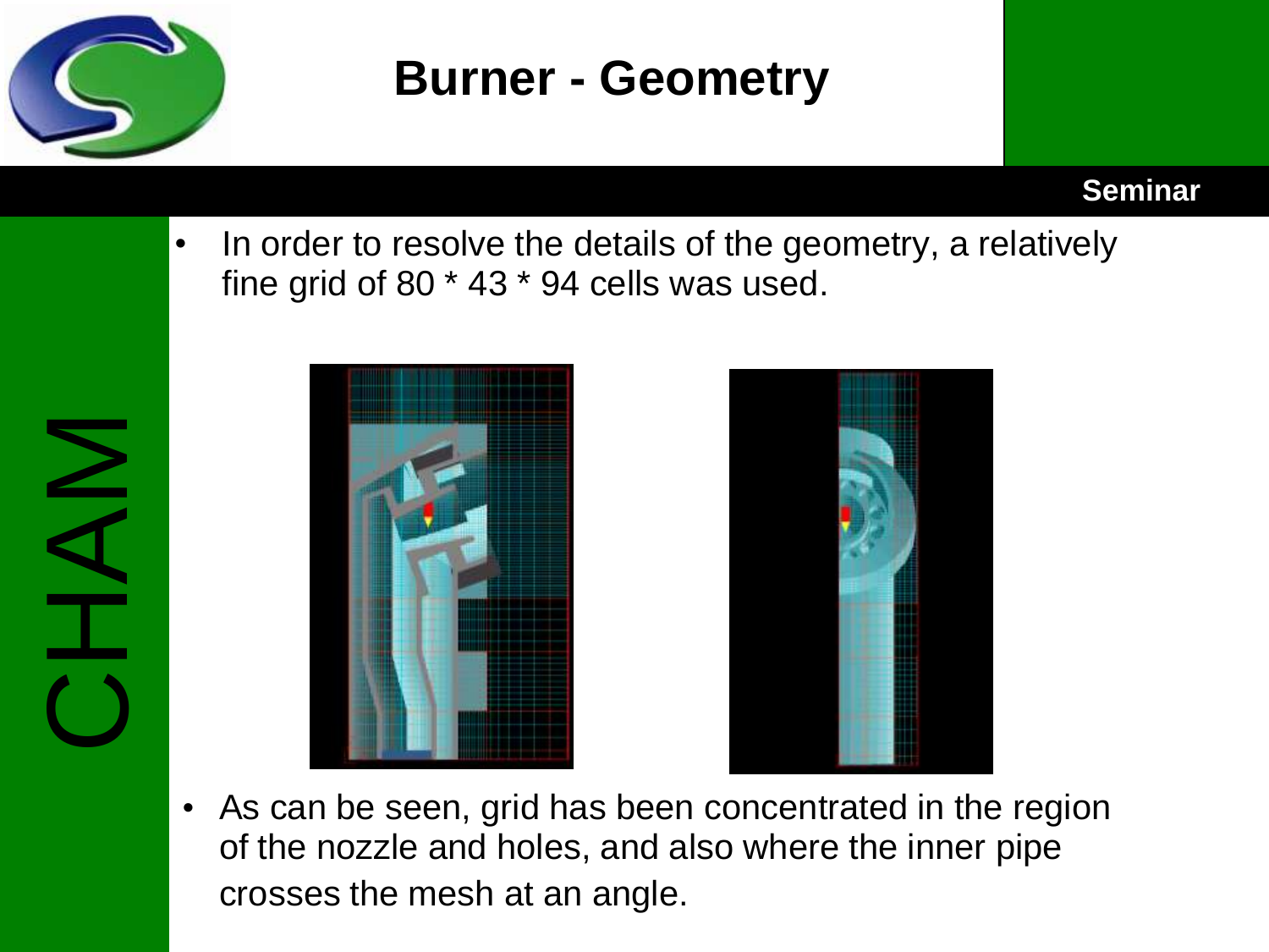# Burner - Geometry

- In order to resolve the details of the geometry, a relatively fine grid of 80 * 43 * 94 cells was used.

- As can be seen, grid has been concentrated in the region of the nozzle and holes, and also where the inner pipe crosses the mesh at an angle.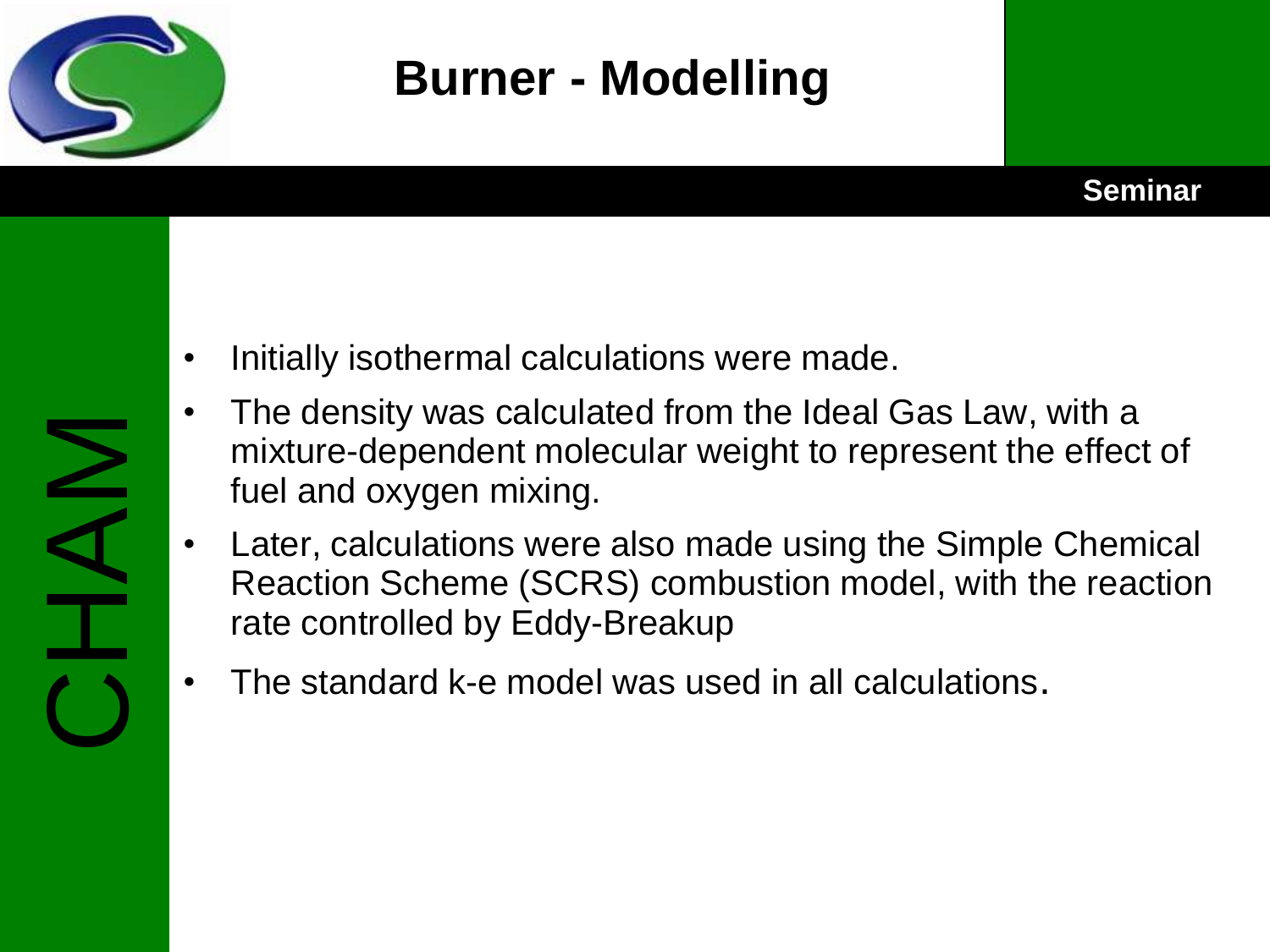# Burner - Modelling

- Initially isothermal calculations were made.
- The density was calculated from the Ideal Gas Law, with a mixture-dependent molecular weight to represent the effect of fuel and oxygen mixing.
- Later, calculations were also made using the Simple Chemical Reaction Scheme (SCRS) combustion model, with the reaction rate controlled by Eddy-Breakup
- The standard k-e model was used in all calculations.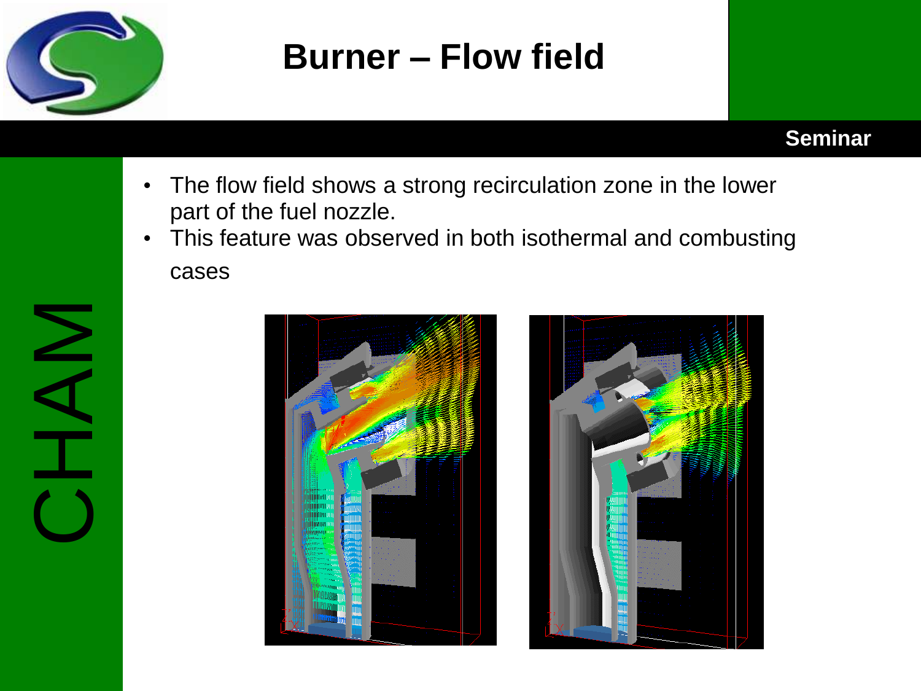# Burner – Flow field

- The flow field shows a strong recirculation zone in the lower part of the fuel nozzle.
- This feature was observed in both isothermal and combusting cases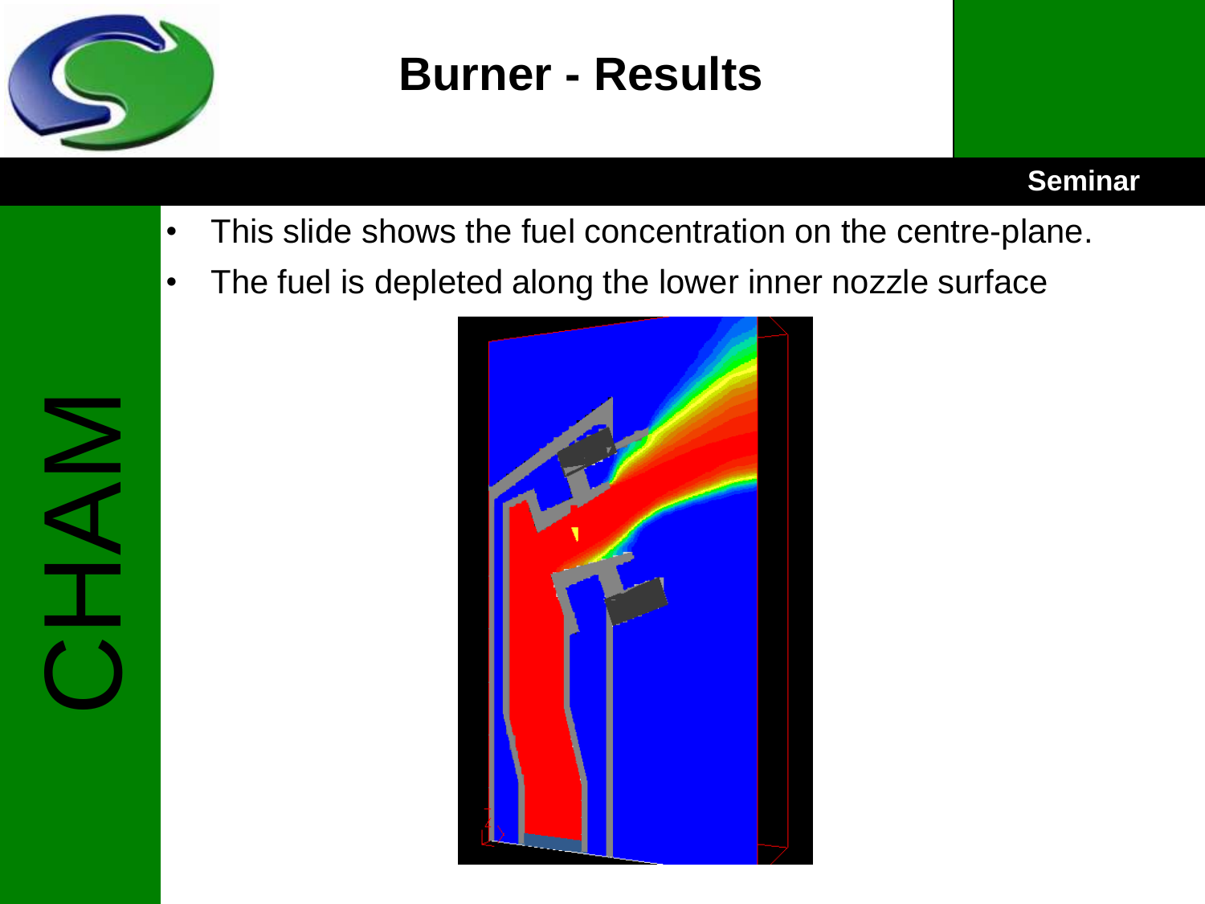# Burner - Results

- This slide shows the fuel concentration on the centre-plane.
- The fuel is depleted along the lower inner nozzle surface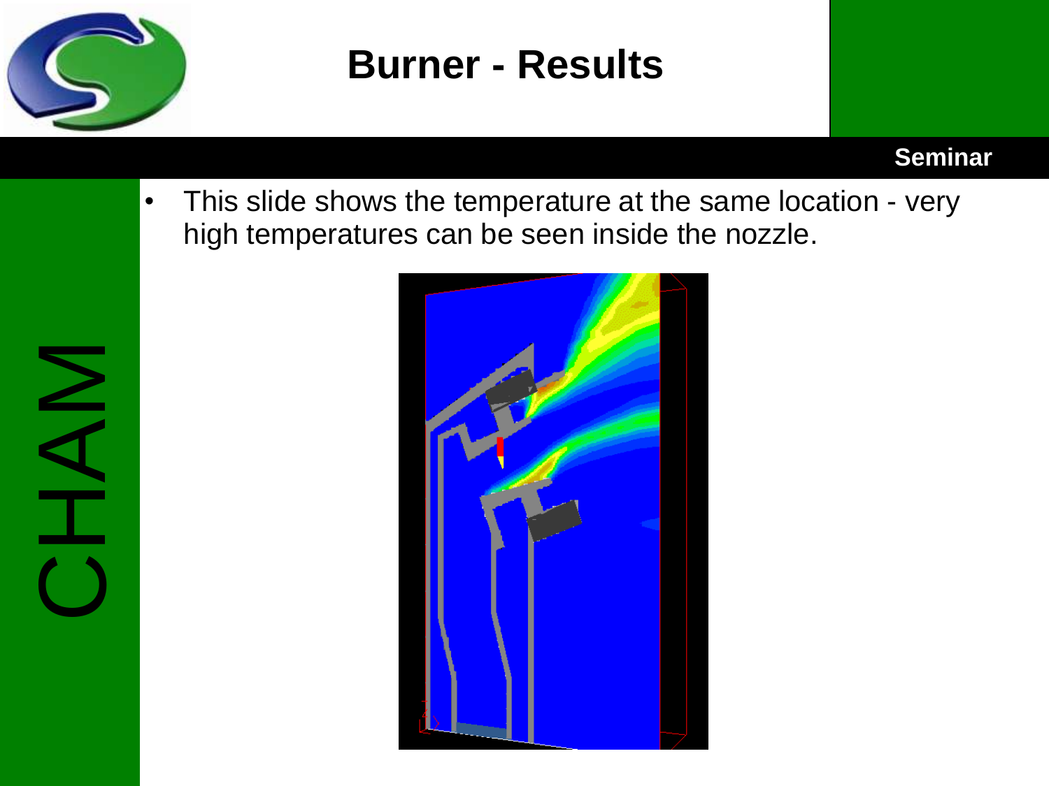# Burner - Results

- This slide shows the temperature at the same location - very high temperatures can be seen inside the nozzle.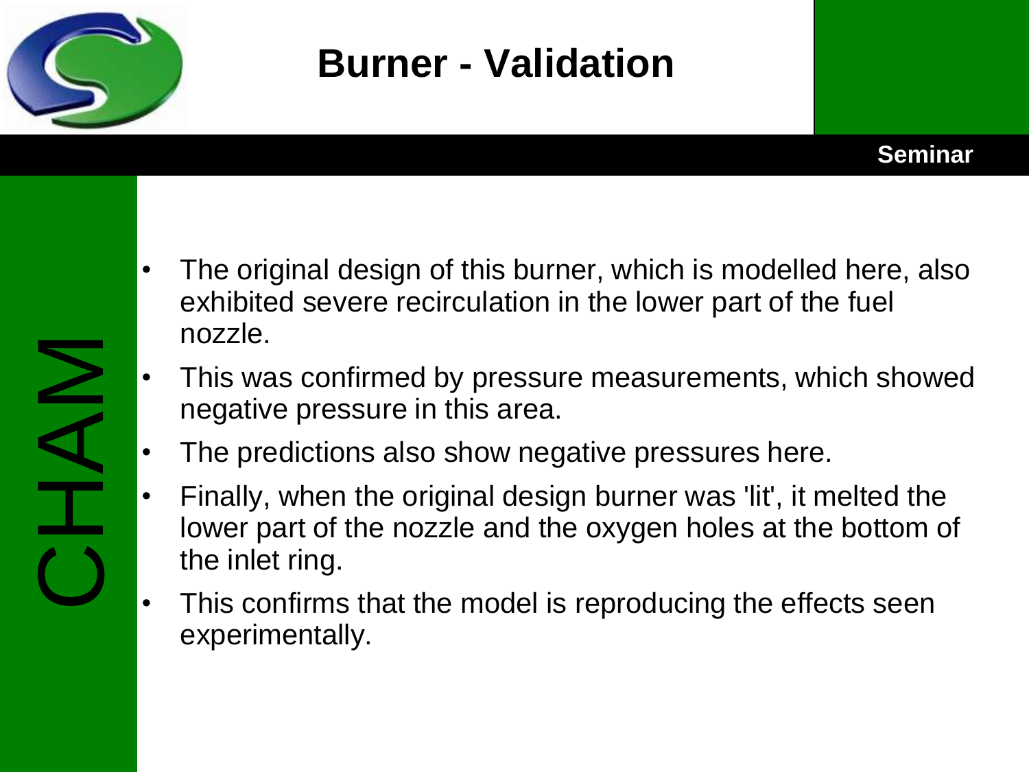# Burner - Validation

- The original design of this burner, which is modelled here, also exhibited severe recirculation in the lower part of the fuel nozzle.
- This was confirmed by pressure measurements, which showed negative pressure in this area.
- The predictions also show negative pressures here.
- Finally, when the original design burner was 'lit', it melted the lower part of the nozzle and the oxygen holes at the bottom of the inlet ring.
- This confirms that the model is reproducing the effects seen experimentally.